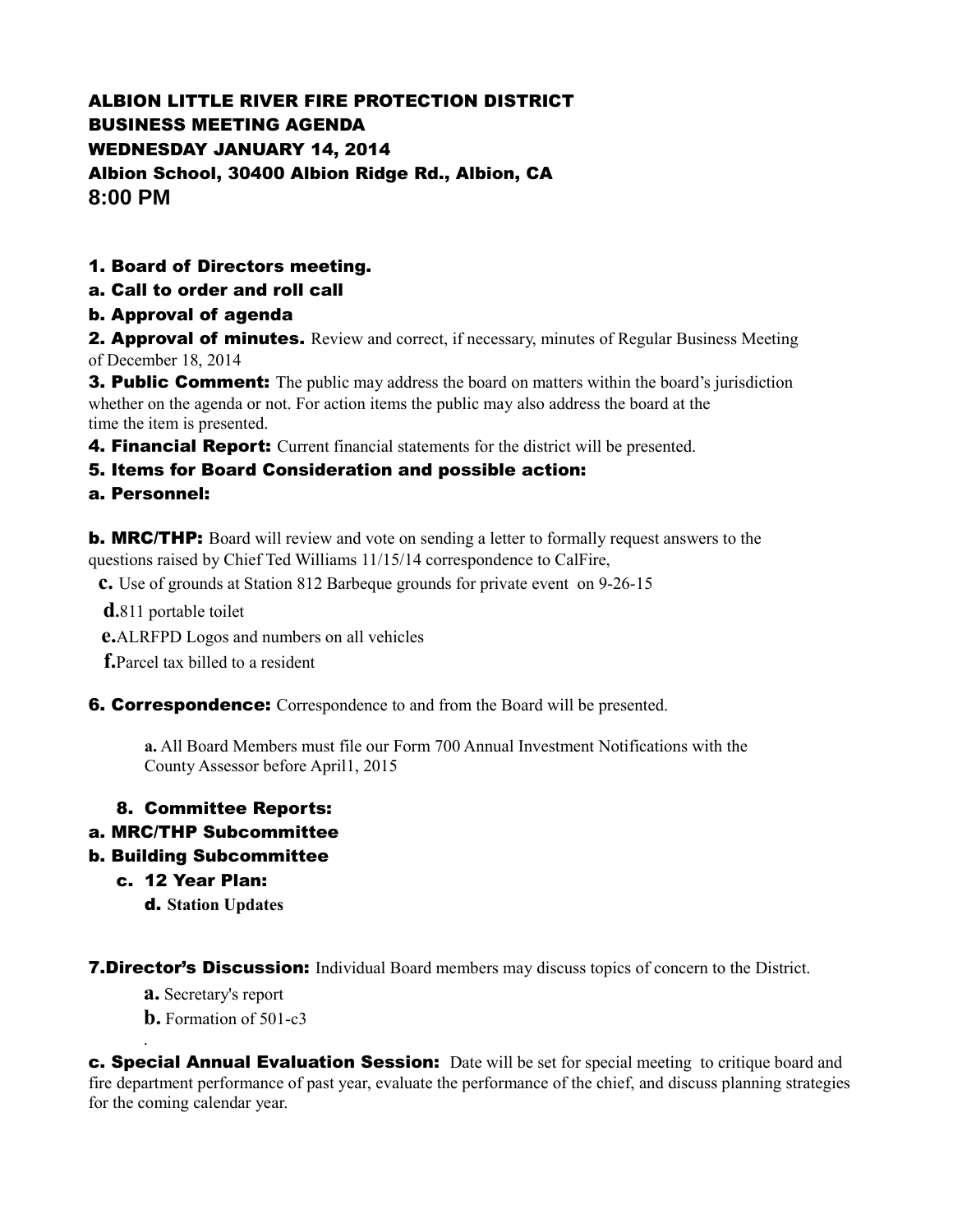# ALBION LITTLE RIVER FIRE PROTECTION DISTRICT
## BUSINESS MEETING AGENDA
## WEDNESDAY JANUARY 14, 2014
## Albion School, 30400 Albion Ridge Rd., Albion, CA
## 8:00 PM

**1. Board of Directors meeting.**

**a. Call to order and roll call**

**b. Approval of agenda**

**2. Approval of minutes.** Review and correct, if necessary, minutes of Regular Business Meeting of December 18, 2014

**3. Public Comment:** The public may address the board on matters within the board's jurisdiction whether on the agenda or not. For action items the public may also address the board at the time the item is presented.

**4. Financial Report:** Current financial statements for the district will be presented.

**5. Items for Board Consideration and possible action:**

**a. Personnel:**

**b. MRC/THP:** Board will review and vote on sending a letter to formally request answers to the questions raised by Chief Ted Williams 11/15/14 correspondence to CalFire,

**c.** Use of grounds at Station 812 Barbeque grounds for private event on 9-26-15

**d.**811 portable toilet

**e.**ALRFPD Logos and numbers on all vehicles

**f.**Parcel tax billed to a resident

**6. Correspondence:** Correspondence to and from the Board will be presented.

**a.** All Board Members must file our Form 700 Annual Investment Notifications with the County Assessor before April1, 2015

**8. Committee Reports:**

**a. MRC/THP Subcommittee**

**b. Building Subcommittee**

**c. 12 Year Plan:**

**d. Station Updates**

**7.Director's Discussion:** Individual Board members may discuss topics of concern to the District.

**a.** Secretary's report

**b.** Formation of 501-c3

.

**c. Special Annual Evaluation Session:** Date will be set for special meeting to critique board and fire department performance of past year, evaluate the performance of the chief, and discuss planning strategies for the coming calendar year.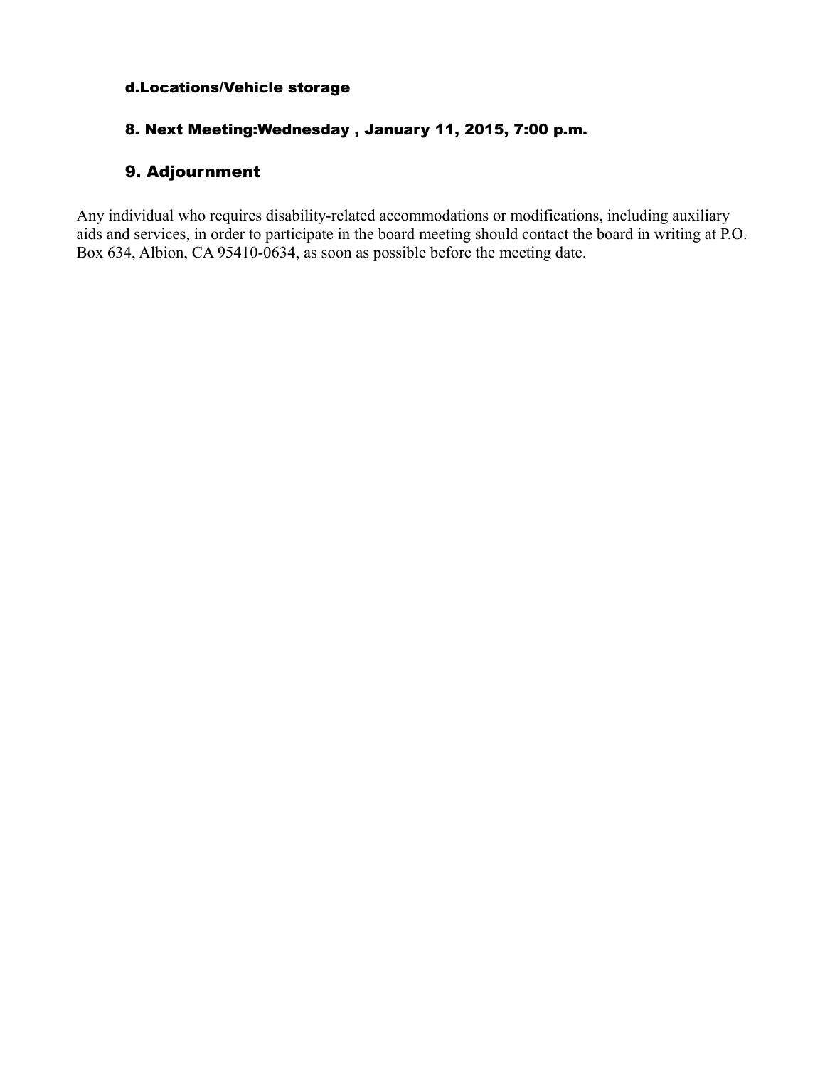**d.Locations/Vehicle storage**

**8. Next Meeting:Wednesday , January 11, 2015, 7:00 p.m.**

**9. Adjournment**

Any individual who requires disability-related accommodations or modifications, including auxiliary aids and services, in order to participate in the board meeting should contact the board in writing at P.O. Box 634, Albion, CA 95410-0634, as soon as possible before the meeting date.